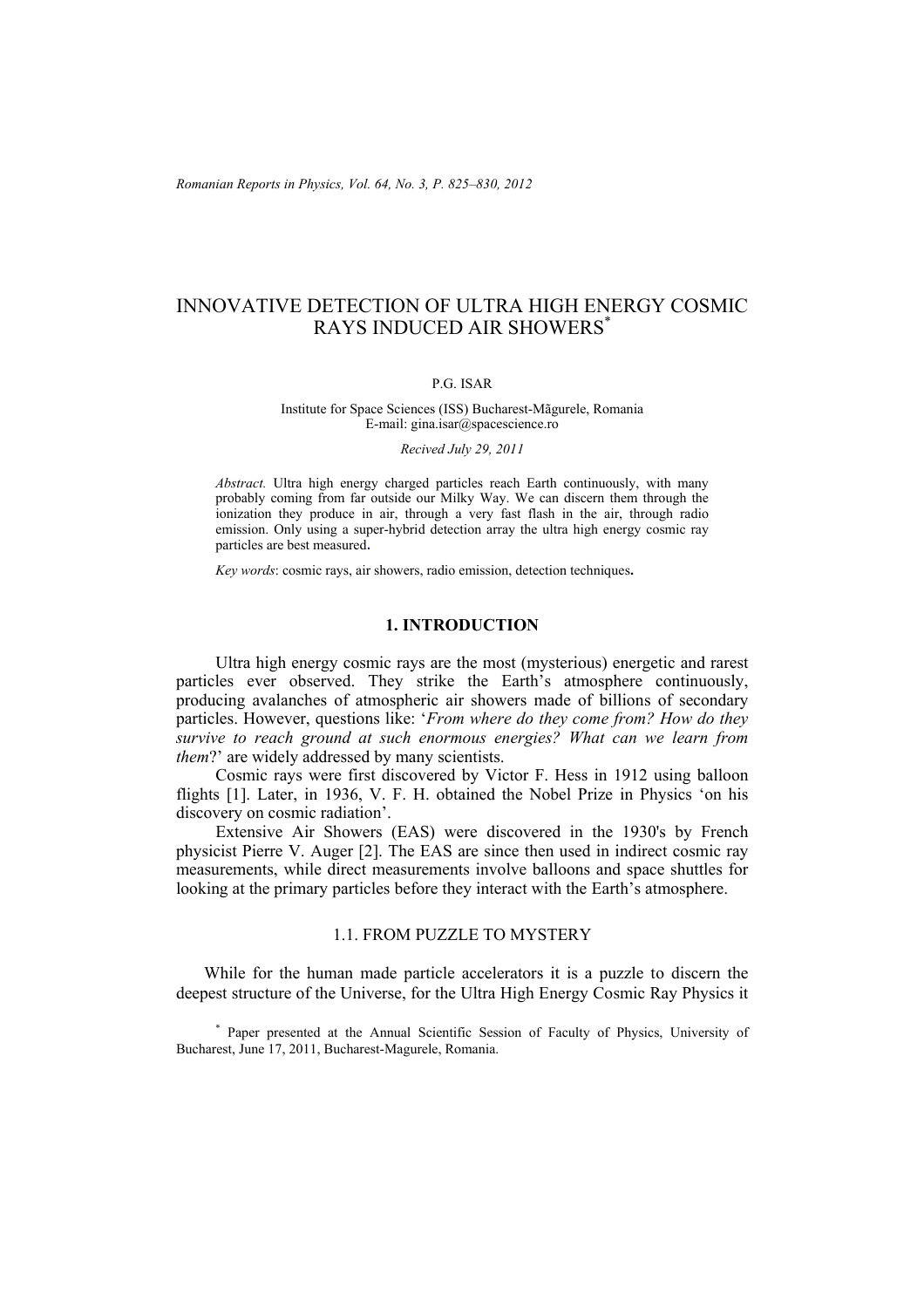# INNOVATIVE DETECTION OF ULTRA HIGH ENERGY COSMIC RAYS INDUCED AIR SHOWERS*

P.G. ISAR

Institute for Space Sciences (ISS) Bucharest-Măgurele, Romania
E-mail: gina.isar@spacescience.ro

*Recived July 29, 2011*

*Abstract.* Ultra high energy charged particles reach Earth continuously, with many probably coming from far outside our Milky Way. We can discern them through the ionization they produce in air, through a very fast flash in the air, through radio emission. Only using a super-hybrid detection array the ultra high energy cosmic ray particles are best measured**.**

*Key words*: cosmic rays, air showers, radio emission, detection techniques**.**

## 1. INTRODUCTION

Ultra high energy cosmic rays are the most (mysterious) energetic and rarest particles ever observed. They strike the Earth's atmosphere continuously, producing avalanches of atmospheric air showers made of billions of secondary particles. However, questions like: '*From where do they come from? How do they survive to reach ground at such enormous energies? What can we learn from them*?' are widely addressed by many scientists.

Cosmic rays were first discovered by Victor F. Hess in 1912 using balloon flights [1]. Later, in 1936, V. F. H. obtained the Nobel Prize in Physics 'on his discovery on cosmic radiation'.

Extensive Air Showers (EAS) were discovered in the 1930's by French physicist Pierre V. Auger [2]. The EAS are since then used in indirect cosmic ray measurements, while direct measurements involve balloons and space shuttles for looking at the primary particles before they interact with the Earth's atmosphere.

### 1.1. FROM PUZZLE TO MYSTERY

While for the human made particle accelerators it is a puzzle to discern the deepest structure of the Universe, for the Ultra High Energy Cosmic Ray Physics it

* Paper presented at the Annual Scientific Session of Faculty of Physics, University of Bucharest, June 17, 2011, Bucharest-Magurele, Romania.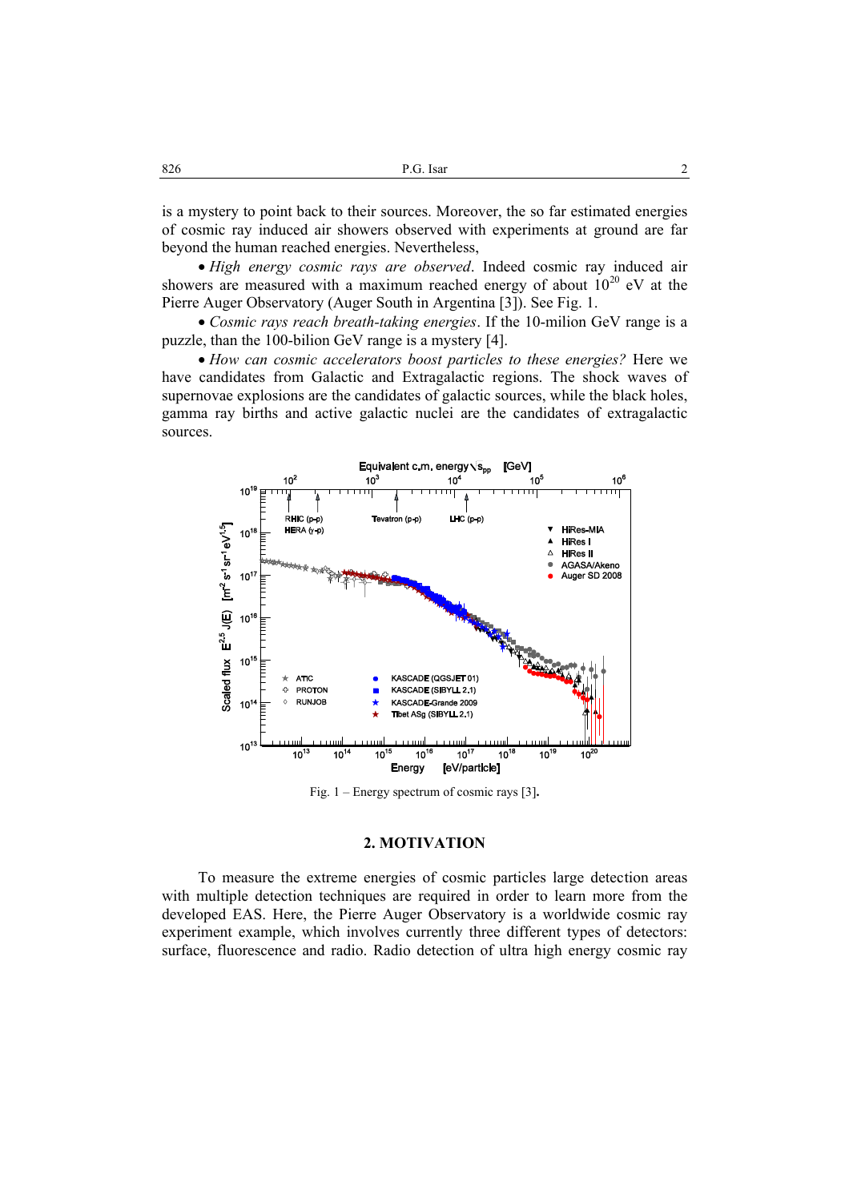is a mystery to point back to their sources. Moreover, the so far estimated energies of cosmic ray induced air showers observed with experiments at ground are far beyond the human reached energies. Nevertheless,

- *High energy cosmic rays are observed*. Indeed cosmic ray induced air showers are measured with a maximum reached energy of about $10^{20}$ eV at the Pierre Auger Observatory (Auger South in Argentina [3]). See Fig. 1.
- *Cosmic rays reach breath-taking energies*. If the 10-milion GeV range is a puzzle, than the 100-bilion GeV range is a mystery [4].
- *How can cosmic accelerators boost particles to these energies?* Here we have candidates from Galactic and Extragalactic regions. The shock waves of supernovae explosions are the candidates of galactic sources, while the black holes, gamma ray births and active galactic nuclei are the candidates of extragalactic sources.

Fig. 1 – Energy spectrum of cosmic rays [3].

## 2. MOTIVATION

To measure the extreme energies of cosmic particles large detection areas with multiple detection techniques are required in order to learn more from the developed EAS. Here, the Pierre Auger Observatory is a worldwide cosmic ray experiment example, which involves currently three different types of detectors: surface, fluorescence and radio. Radio detection of ultra high energy cosmic ray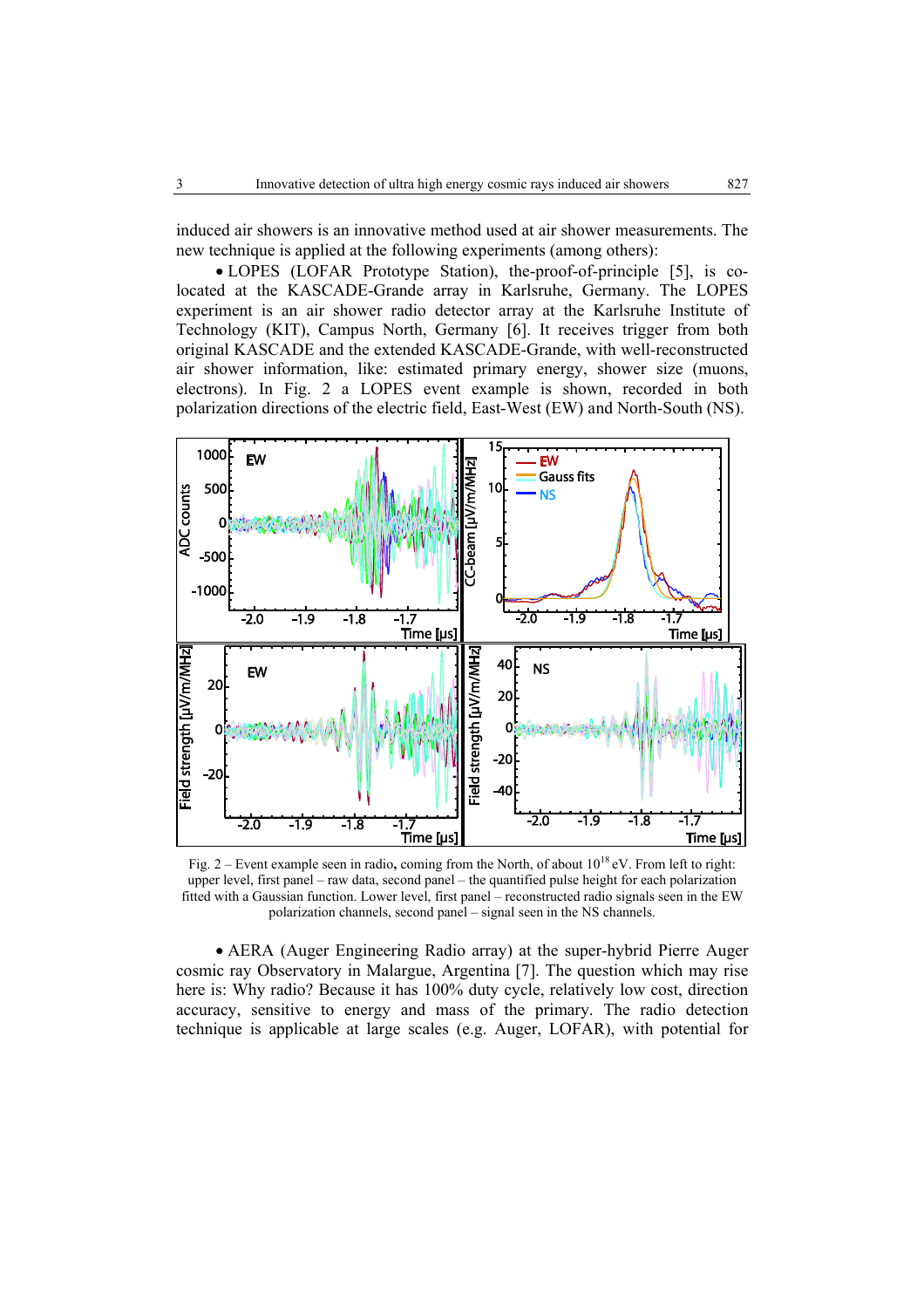induced air showers is an innovative method used at air shower measurements. The new technique is applied at the following experiments (among others):

• LOPES (LOFAR Prototype Station), the-proof-of-principle [5], is co-located at the KASCADE-Grande array in Karlsruhe, Germany. The LOPES experiment is an air shower radio detector array at the Karlsruhe Institute of Technology (KIT), Campus North, Germany [6]. It receives trigger from both original KASCADE and the extended KASCADE-Grande, with well-reconstructed air shower information, like: estimated primary energy, shower size (muons, electrons). In Fig. 2 a LOPES event example is shown, recorded in both polarization directions of the electric field, East-West (EW) and North-South (NS).

Fig. 2 – Event example seen in radio**,** coming from the North, of about $10^{18}$ eV. From left to right: upper level, first panel – raw data, second panel – the quantified pulse height for each polarization fitted with a Gaussian function. Lower level, first panel – reconstructed radio signals seen in the EW polarization channels, second panel – signal seen in the NS channels.

• AERA (Auger Engineering Radio array) at the super-hybrid Pierre Auger cosmic ray Observatory in Malargue, Argentina [7]. The question which may rise here is: Why radio? Because it has 100% duty cycle, relatively low cost, direction accuracy, sensitive to energy and mass of the primary. The radio detection technique is applicable at large scales (e.g. Auger, LOFAR), with potential for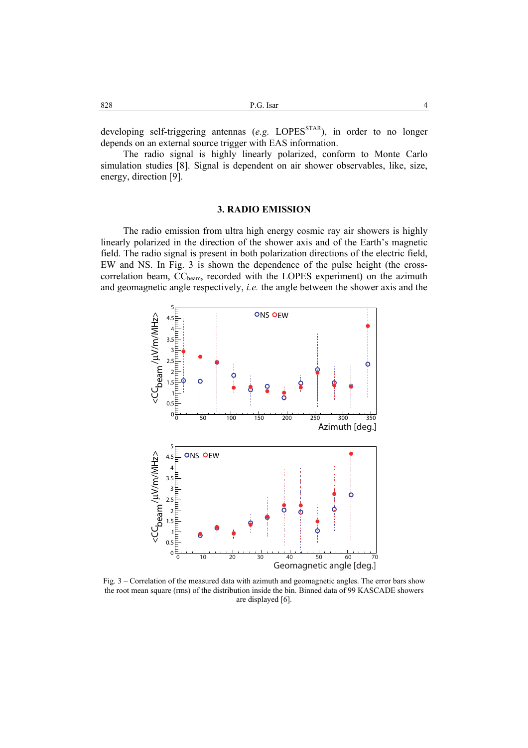developing self-triggering antennas (*e.g.* LOPES$^{STAR}$), in order to no longer depends on an external source trigger with EAS information.

The radio signal is highly linearly polarized, conform to Monte Carlo simulation studies [8]. Signal is dependent on air shower observables, like, size, energy, direction [9].

## 3. RADIO EMISSION

The radio emission from ultra high energy cosmic ray air showers is highly linearly polarized in the direction of the shower axis and of the Earth's magnetic field. The radio signal is present in both polarization directions of the electric field, EW and NS. In Fig. 3 is shown the dependence of the pulse height (the cross-correlation beam, $CC_{beam}$, recorded with the LOPES experiment) on the azimuth and geomagnetic angle respectively, *i.e.* the angle between the shower axis and the

Fig. 3 – Correlation of the measured data with azimuth and geomagnetic angles. The error bars show the root mean square (rms) of the distribution inside the bin. Binned data of 99 KASCADE showers are displayed [6].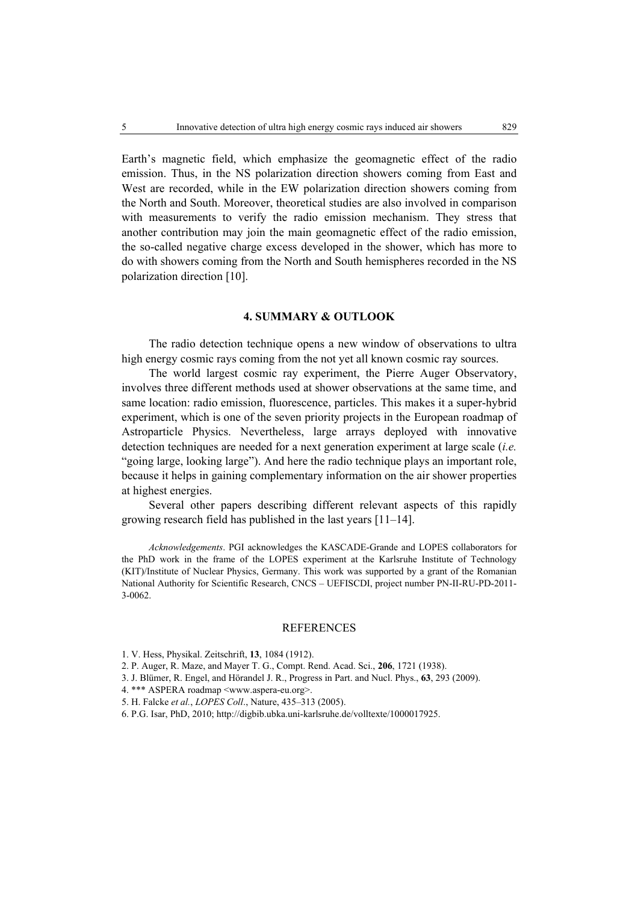Earth's magnetic field, which emphasize the geomagnetic effect of the radio emission. Thus, in the NS polarization direction showers coming from East and West are recorded, while in the EW polarization direction showers coming from the North and South. Moreover, theoretical studies are also involved in comparison with measurements to verify the radio emission mechanism. They stress that another contribution may join the main geomagnetic effect of the radio emission, the so-called negative charge excess developed in the shower, which has more to do with showers coming from the North and South hemispheres recorded in the NS polarization direction [10].

## 4. SUMMARY & OUTLOOK

The radio detection technique opens a new window of observations to ultra high energy cosmic rays coming from the not yet all known cosmic ray sources.

The world largest cosmic ray experiment, the Pierre Auger Observatory, involves three different methods used at shower observations at the same time, and same location: radio emission, fluorescence, particles. This makes it a super-hybrid experiment, which is one of the seven priority projects in the European roadmap of Astroparticle Physics. Nevertheless, large arrays deployed with innovative detection techniques are needed for a next generation experiment at large scale (*i.e.* "going large, looking large"). And here the radio technique plays an important role, because it helps in gaining complementary information on the air shower properties at highest energies.

Several other papers describing different relevant aspects of this rapidly growing research field has published in the last years [11–14].

*Acknowledgements*. PGI acknowledges the KASCADE-Grande and LOPES collaborators for the PhD work in the frame of the LOPES experiment at the Karlsruhe Institute of Technology (KIT)/Institute of Nuclear Physics, Germany. This work was supported by a grant of the Romanian National Authority for Scientific Research, CNCS – UEFISCDI, project number PN-II-RU-PD-2011-3-0062.

## REFERENCES

1. V. Hess, Physikal. Zeitschrift, **13**, 1084 (1912).
2. P. Auger, R. Maze, and Mayer T. G., Compt. Rend. Acad. Sci., **206**, 1721 (1938).
3. J. Blümer, R. Engel, and Hörandel J. R., Progress in Part. and Nucl. Phys., **63**, 293 (2009).
4. *** ASPERA roadmap <www.aspera-eu.org>.
5. H. Falcke *et al.*, *LOPES Coll*., Nature, 435–313 (2005).
6. P.G. Isar, PhD, 2010; http://digbib.ubka.uni-karlsruhe.de/volltexte/1000017925.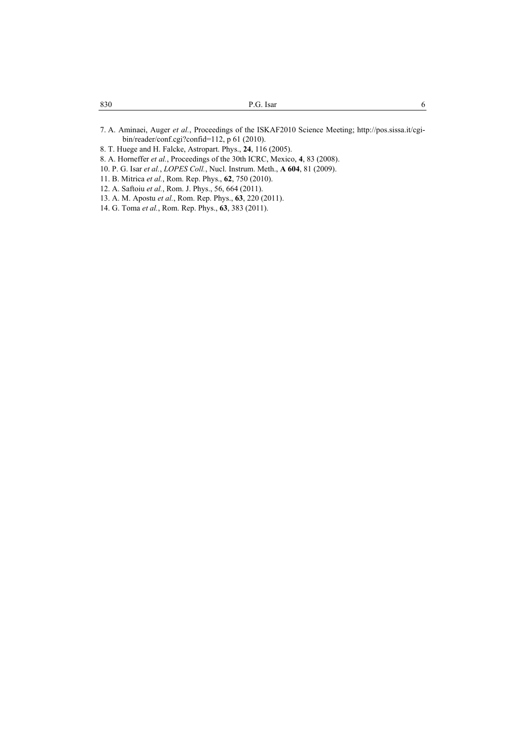7. A. Aminaei, Auger *et al.*, Proceedings of the ISKAF2010 Science Meeting; http://pos.sissa.it/cgi-bin/reader/conf.cgi?confid=112, p 61 (2010).
8. T. Huege and H. Falcke, Astropart. Phys., **24**, 116 (2005).
8. A. Horneffer *et al.*, Proceedings of the 30th ICRC, Mexico, **4**, 83 (2008).
10. P. G. Isar *et al.*, *LOPES Coll.*, Nucl. Instrum. Meth., **A 604**, 81 (2009).
11. B. Mitrica *et al.*, Rom. Rep. Phys., **62**, 750 (2010).
12. A. Saftoiu *et al.*, Rom. J. Phys., 56, 664 (2011).
13. A. M. Apostu *et al.*, Rom. Rep. Phys., **63**, 220 (2011).
14. G. Toma *et al.*, Rom. Rep. Phys., **63**, 383 (2011).